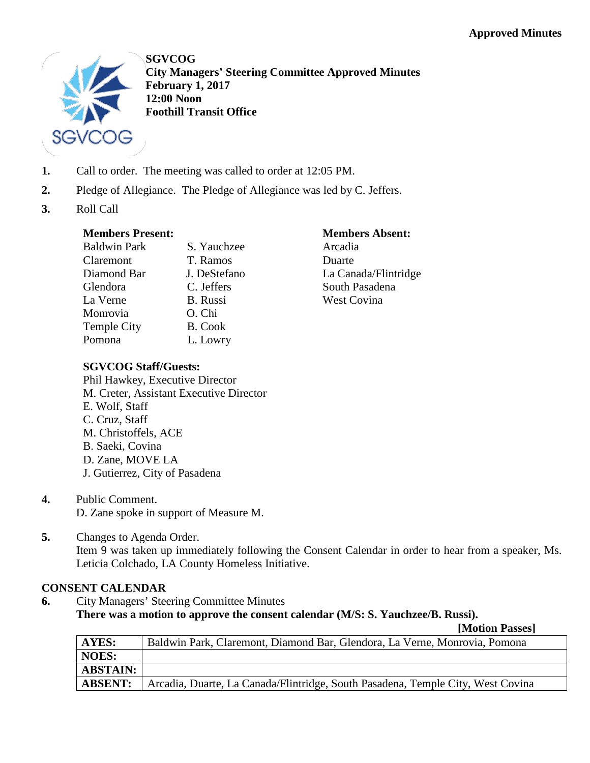**Approved Minutes**

**SGVCOG**
**City Managers' Steering Committee Approved Minutes**
**February 1, 2017**
**12:00 Noon**
**Foothill Transit Office**

1. Call to order. The meeting was called to order at 12:05 PM.
2. Pledge of Allegiance. The Pledge of Allegiance was led by C. Jeffers.
3. Roll Call

**Members Present:**

| | |
|---|---|
| Baldwin Park | S. Yauchzee |
| Claremont | T. Ramos |
| Diamond Bar | J. DeStefano |
| Glendora | C. Jeffers |
| La Verne | B. Russi |
| Monrovia | O. Chi |
| Temple City | B. Cook |
| Pomona | L. Lowry |

**Members Absent:**

Arcadia
Duarte
La Canada/Flintridge
South Pasadena
West Covina

**SGVCOG Staff/Guests:**

Phil Hawkey, Executive Director
M. Creter, Assistant Executive Director
E. Wolf, Staff
C. Cruz, Staff
M. Christoffels, ACE
B. Saeki, Covina
D. Zane, MOVE LA
J. Gutierrez, City of Pasadena

4. Public Comment.
D. Zane spoke in support of Measure M.

5. Changes to Agenda Order.
Item 9 was taken up immediately following the Consent Calendar in order to hear from a speaker, Ms. Leticia Colchado, LA County Homeless Initiative.

**CONSENT CALENDAR**

6. City Managers' Steering Committee Minutes
**There was a motion to approve the consent calendar (M/S: S. Yauchzee/B. Russi).**

**[Motion Passes]**

| | |
|---|---|
| **AYES:** | Baldwin Park, Claremont, Diamond Bar, Glendora, La Verne, Monrovia, Pomona |
| **NOES:** | |
| **ABSTAIN:** | |
| **ABSENT:** | Arcadia, Duarte, La Canada/Flintridge, South Pasadena, Temple City, West Covina |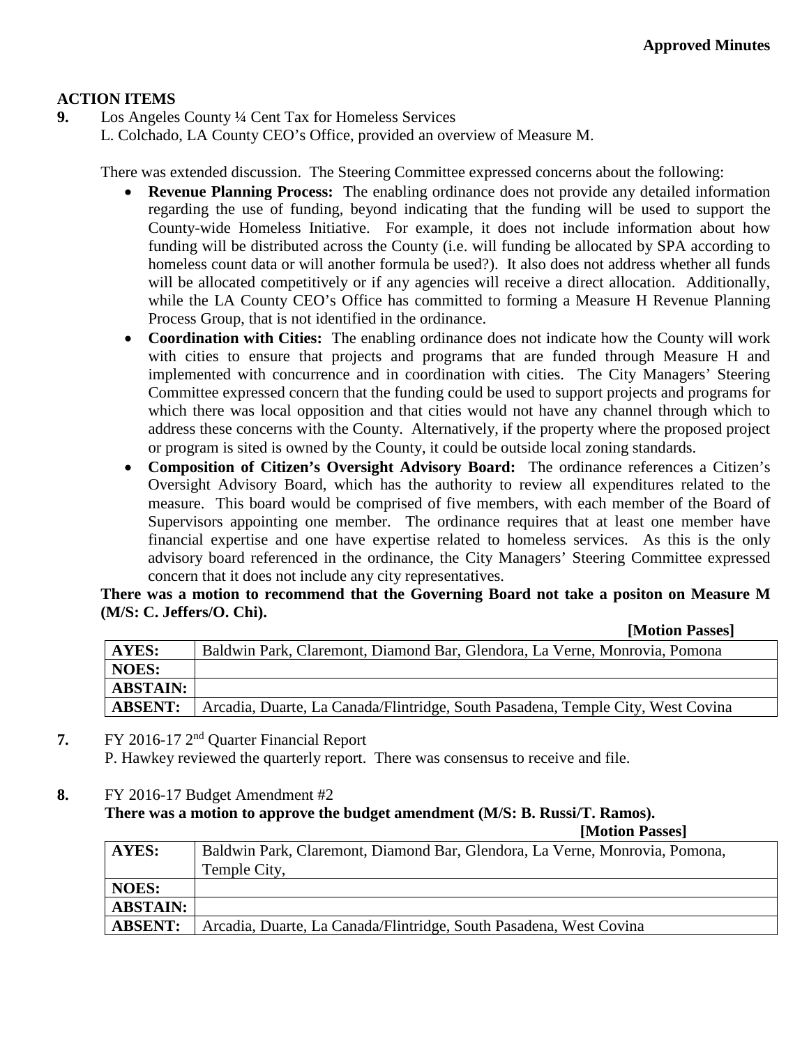**Approved Minutes**

**ACTION ITEMS**

**9.** Los Angeles County ¼ Cent Tax for Homeless Services
L. Colchado, LA County CEO's Office, provided an overview of Measure M.

There was extended discussion. The Steering Committee expressed concerns about the following:

- **Revenue Planning Process:** The enabling ordinance does not provide any detailed information regarding the use of funding, beyond indicating that the funding will be used to support the County-wide Homeless Initiative. For example, it does not include information about how funding will be distributed across the County (i.e. will funding be allocated by SPA according to homeless count data or will another formula be used?). It also does not address whether all funds will be allocated competitively or if any agencies will receive a direct allocation. Additionally, while the LA County CEO's Office has committed to forming a Measure H Revenue Planning Process Group, that is not identified in the ordinance.
- **Coordination with Cities:** The enabling ordinance does not indicate how the County will work with cities to ensure that projects and programs that are funded through Measure H and implemented with concurrence and in coordination with cities. The City Managers' Steering Committee expressed concern that the funding could be used to support projects and programs for which there was local opposition and that cities would not have any channel through which to address these concerns with the County. Alternatively, if the property where the proposed project or program is sited is owned by the County, it could be outside local zoning standards.
- **Composition of Citizen's Oversight Advisory Board:** The ordinance references a Citizen's Oversight Advisory Board, which has the authority to review all expenditures related to the measure. This board would be comprised of five members, with each member of the Board of Supervisors appointing one member. The ordinance requires that at least one member have financial expertise and one have expertise related to homeless services. As this is the only advisory board referenced in the ordinance, the City Managers' Steering Committee expressed concern that it does not include any city representatives.

**There was a motion to recommend that the Governing Board not take a positon on Measure M (M/S: C. Jeffers/O. Chi).**

**[Motion Passes]**

| | |
|---|---|
| **AYES:** | Baldwin Park, Claremont, Diamond Bar, Glendora, La Verne, Monrovia, Pomona |
| **NOES:** | |
| **ABSTAIN:** | |
| **ABSENT:** | Arcadia, Duarte, La Canada/Flintridge, South Pasadena, Temple City, West Covina |

**7.** FY 2016-17 2nd Quarter Financial Report
P. Hawkey reviewed the quarterly report. There was consensus to receive and file.

**8.** FY 2016-17 Budget Amendment #2
**There was a motion to approve the budget amendment (M/S: B. Russi/T. Ramos).**

**[Motion Passes]**

| | |
|---|---|
| **AYES:** | Baldwin Park, Claremont, Diamond Bar, Glendora, La Verne, Monrovia, Pomona, Temple City, |
| **NOES:** | |
| **ABSTAIN:** | |
| **ABSENT:** | Arcadia, Duarte, La Canada/Flintridge, South Pasadena, West Covina |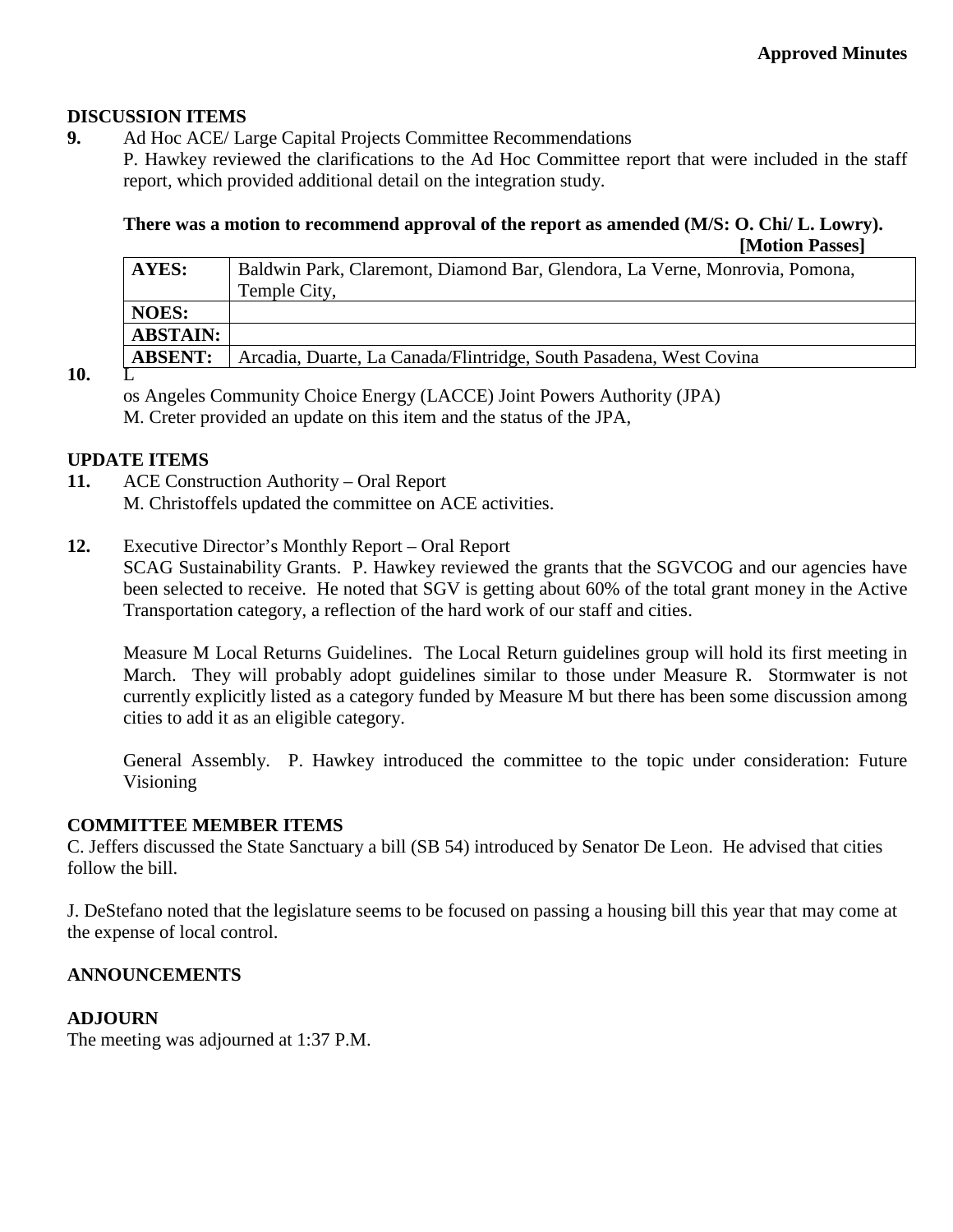**Approved Minutes**

## DISCUSSION ITEMS

**9.** Ad Hoc ACE/ Large Capital Projects Committee Recommendations

P. Hawkey reviewed the clarifications to the Ad Hoc Committee report that were included in the staff report, which provided additional detail on the integration study.

**There was a motion to recommend approval of the report as amended (M/S: O. Chi/ L. Lowry).**
**[Motion Passes]**

| | |
|---|---|
| **AYES:** | Baldwin Park, Claremont, Diamond Bar, Glendora, La Verne, Monrovia, Pomona, Temple City, |
| **NOES:** | |
| **ABSTAIN:** | |
| **ABSENT:** | Arcadia, Duarte, La Canada/Flintridge, South Pasadena, West Covina |

**10.** Los Angeles Community Choice Energy (LACCE) Joint Powers Authority (JPA)

M. Creter provided an update on this item and the status of the JPA,

## UPDATE ITEMS

**11.** ACE Construction Authority – Oral Report

M. Christoffels updated the committee on ACE activities.

**12.** Executive Director's Monthly Report – Oral Report

SCAG Sustainability Grants. P. Hawkey reviewed the grants that the SGVCOG and our agencies have been selected to receive. He noted that SGV is getting about 60% of the total grant money in the Active Transportation category, a reflection of the hard work of our staff and cities.

Measure M Local Returns Guidelines. The Local Return guidelines group will hold its first meeting in March. They will probably adopt guidelines similar to those under Measure R. Stormwater is not currently explicitly listed as a category funded by Measure M but there has been some discussion among cities to add it as an eligible category.

General Assembly. P. Hawkey introduced the committee to the topic under consideration: Future Visioning

## COMMITTEE MEMBER ITEMS

C. Jeffers discussed the State Sanctuary a bill (SB 54) introduced by Senator De Leon. He advised that cities follow the bill.

J. DeStefano noted that the legislature seems to be focused on passing a housing bill this year that may come at the expense of local control.

## ANNOUNCEMENTS

## ADJOURN

The meeting was adjourned at 1:37 P.M.